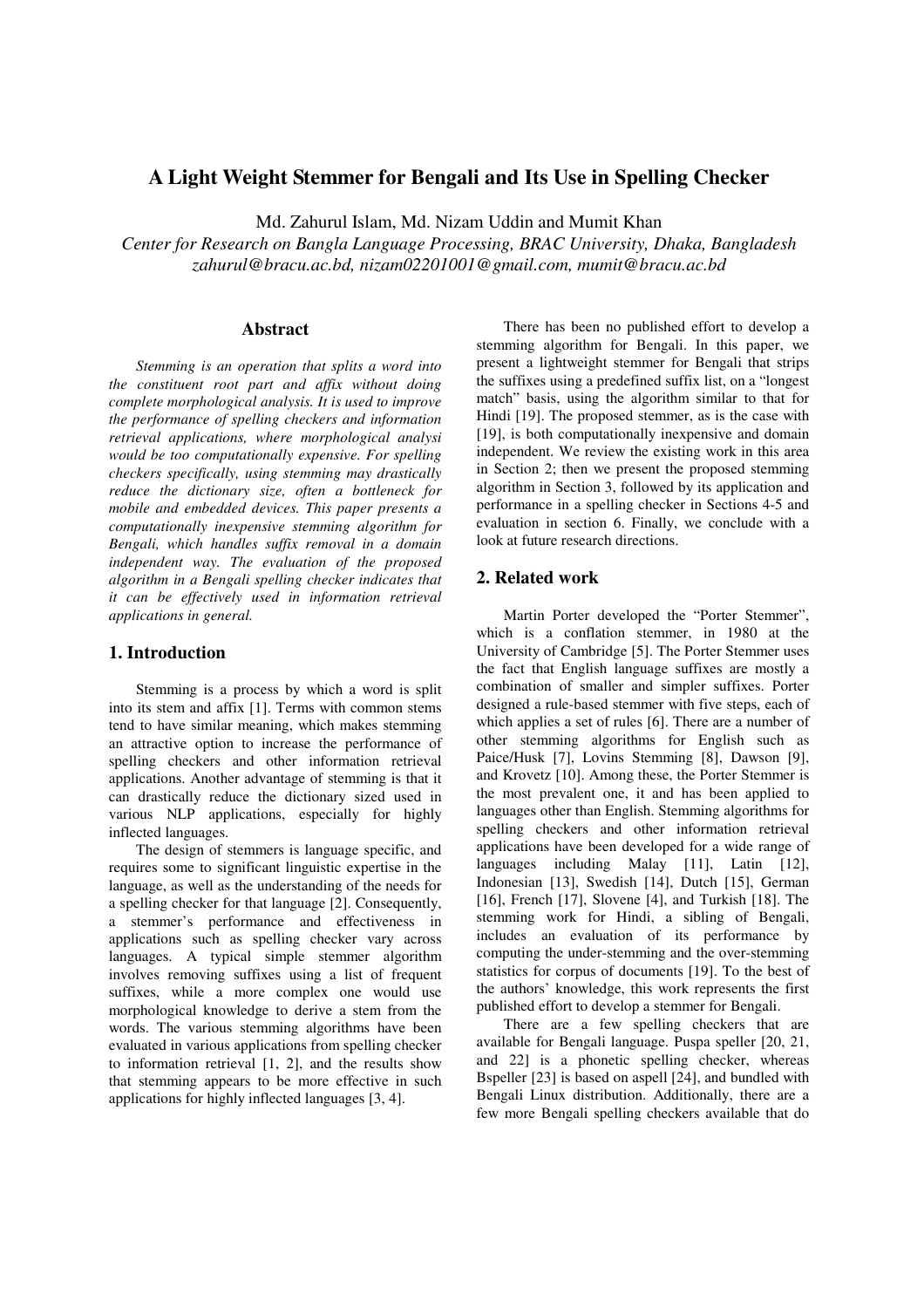# A Light Weight Stemmer for Bengali and Its Use in Spelling Checker

Md. Zahurul Islam, Md. Nizam Uddin and Mumit Khan

*Center for Research on Bangla Language Processing, BRAC University, Dhaka, Bangladesh*
*zahurul@bracu.ac.bd, nizam02201001@gmail.com, mumit@bracu.ac.bd*

## Abstract

*Stemming is an operation that splits a word into the constituent root part and affix without doing complete morphological analysis. It is used to improve the performance of spelling checkers and information retrieval applications, where morphological analysi would be too computationally expensive. For spelling checkers specifically, using stemming may drastically reduce the dictionary size, often a bottleneck for mobile and embedded devices. This paper presents a computationally inexpensive stemming algorithm for Bengali, which handles suffix removal in a domain independent way. The evaluation of the proposed algorithm in a Bengali spelling checker indicates that it can be effectively used in information retrieval applications in general.*

## 1. Introduction

Stemming is a process by which a word is split into its stem and affix [1]. Terms with common stems tend to have similar meaning, which makes stemming an attractive option to increase the performance of spelling checkers and other information retrieval applications. Another advantage of stemming is that it can drastically reduce the dictionary sized used in various NLP applications, especially for highly inflected languages.

The design of stemmers is language specific, and requires some to significant linguistic expertise in the language, as well as the understanding of the needs for a spelling checker for that language [2]. Consequently, a stemmer's performance and effectiveness in applications such as spelling checker vary across languages. A typical simple stemmer algorithm involves removing suffixes using a list of frequent suffixes, while a more complex one would use morphological knowledge to derive a stem from the words. The various stemming algorithms have been evaluated in various applications from spelling checker to information retrieval [1, 2], and the results show that stemming appears to be more effective in such applications for highly inflected languages [3, 4].

There has been no published effort to develop a stemming algorithm for Bengali. In this paper, we present a lightweight stemmer for Bengali that strips the suffixes using a predefined suffix list, on a "longest match" basis, using the algorithm similar to that for Hindi [19]. The proposed stemmer, as is the case with [19], is both computationally inexpensive and domain independent. We review the existing work in this area in Section 2; then we present the proposed stemming algorithm in Section 3, followed by its application and performance in a spelling checker in Sections 4-5 and evaluation in section 6. Finally, we conclude with a look at future research directions.

## 2. Related work

Martin Porter developed the "Porter Stemmer", which is a conflation stemmer, in 1980 at the University of Cambridge [5]. The Porter Stemmer uses the fact that English language suffixes are mostly a combination of smaller and simpler suffixes. Porter designed a rule-based stemmer with five steps, each of which applies a set of rules [6]. There are a number of other stemming algorithms for English such as Paice/Husk [7], Lovins Stemming [8], Dawson [9], and Krovetz [10]. Among these, the Porter Stemmer is the most prevalent one, it and has been applied to languages other than English. Stemming algorithms for spelling checkers and other information retrieval applications have been developed for a wide range of languages including Malay [11], Latin [12], Indonesian [13], Swedish [14], Dutch [15], German [16], French [17], Slovene [4], and Turkish [18]. The stemming work for Hindi, a sibling of Bengali, includes an evaluation of its performance by computing the under-stemming and the over-stemming statistics for corpus of documents [19]. To the best of the authors' knowledge, this work represents the first published effort to develop a stemmer for Bengali.

There are a few spelling checkers that are available for Bengali language. Puspa speller [20, 21, and 22] is a phonetic spelling checker, whereas Bspeller [23] is based on aspell [24], and bundled with Bengali Linux distribution. Additionally, there are a few more Bengali spelling checkers available that do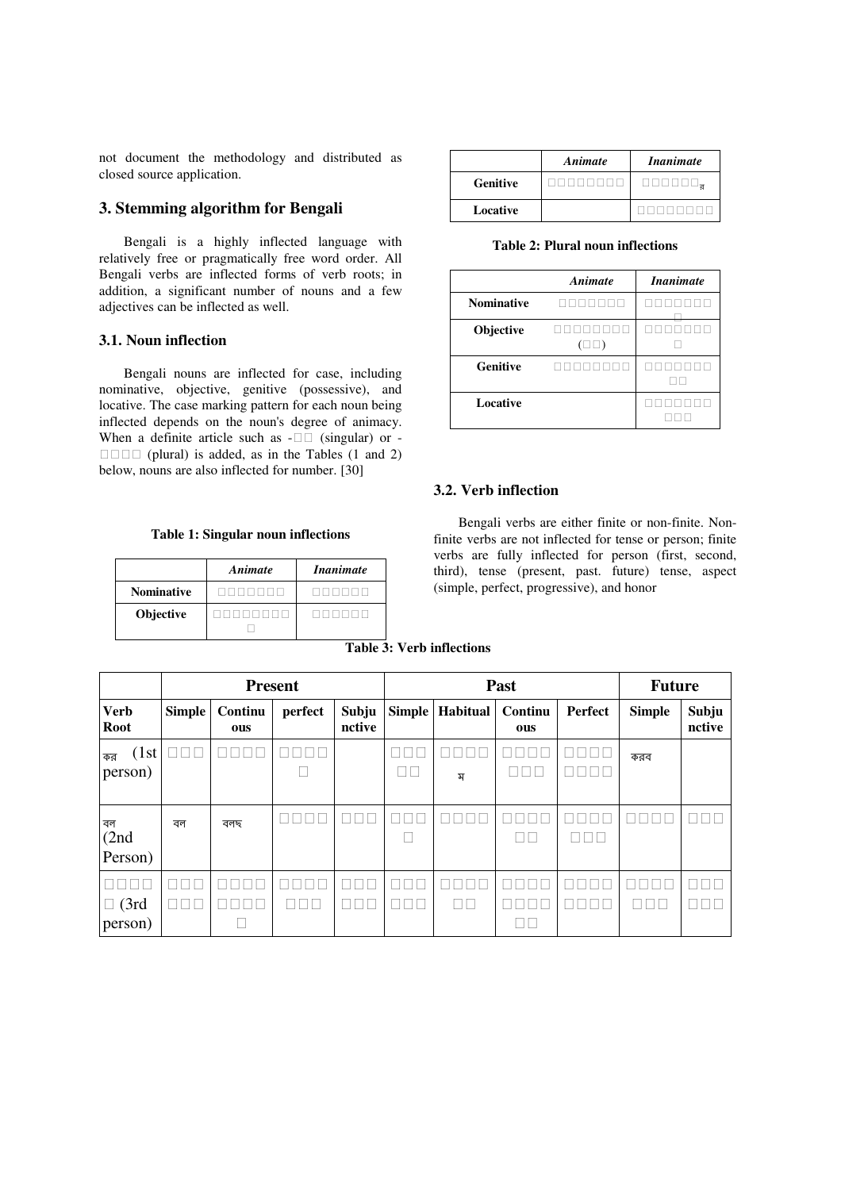not document the methodology and distributed as closed source application.

## 3. Stemming algorithm for Bengali

Bengali is a highly inflected language with relatively free or pragmatically free word order. All Bengali verbs are inflected forms of verb roots; in addition, a significant number of nouns and a few adjectives can be inflected as well.

### 3.1. Noun inflection

Bengali nouns are inflected for case, including nominative, objective, genitive (possessive), and locative. The case marking pattern for each noun being inflected depends on the noun's degree of animacy. When a definite article such as -□□ (singular) or -□□□□ (plural) is added, as in the Tables (1 and 2) below, nouns are also inflected for number. [30]

**Table 1: Singular noun inflections**

| | *Animate* | *Inanimate* |
|---|---|---|
| **Nominative** | □□□□□□□ | □□□□□□ |
| **Objective** | □□□□□□□□ □ | □□□□□□ |
| **Genitive** | □□□□□□□□ | □□□□□□র |
| **Locative** | | □□□□□□□□ |

**Table 2: Plural noun inflections**

| | *Animate* | *Inanimate* |
|---|---|---|
| **Nominative** | □□□□□□□ | □□□□□□□ □ |
| **Objective** | □□□□□□□□ (□□) | □□□□□□□ □ |
| **Genitive** | □□□□□□□□ | □□□□□□□ □□ |
| **Locative** | | □□□□□□□ □□□ |

### 3.2. Verb inflection

Bengali verbs are either finite or non-finite. Non-finite verbs are not inflected for tense or person; finite verbs are fully inflected for person (first, second, third), tense (present, past. future) tense, aspect (simple, perfect, progressive), and honor

**Table 3: Verb inflections**

| | Present | | | | Past | | | | Future | |
|---|---|---|---|---|---|---|---|---|---|---|
| **Verb Root** | **Simple** | **Continuous** | **perfect** | **Subjunctive** | **Simple** | **Habitual** | **Continuous** | **Perfect** | **Simple** | **Subjunctive** |
| কর (1st person) | □□□ | □□□□ | □□□□ □ | | □□□ □□ | □□□□ ম | □□□□ □□□ | □□□□ □□□□ | করব | |
| বল (2nd Person) | বল | বলছ | □□□□ | □□□ | □□□ □ | □□□□ | □□□□ □□ | □□□□ □□□ | □□□□ | □□□ |
| □□□□ □ (3rd person) | □□□ □□□ | □□□□ □□□□ □ | □□□□ □□□ | □□□ □□□ | □□□ □□□ | □□□□ □□ | □□□□ □□□□ □□ | □□□□ □□□□ | □□□□ □□□ | □□□ □□□ |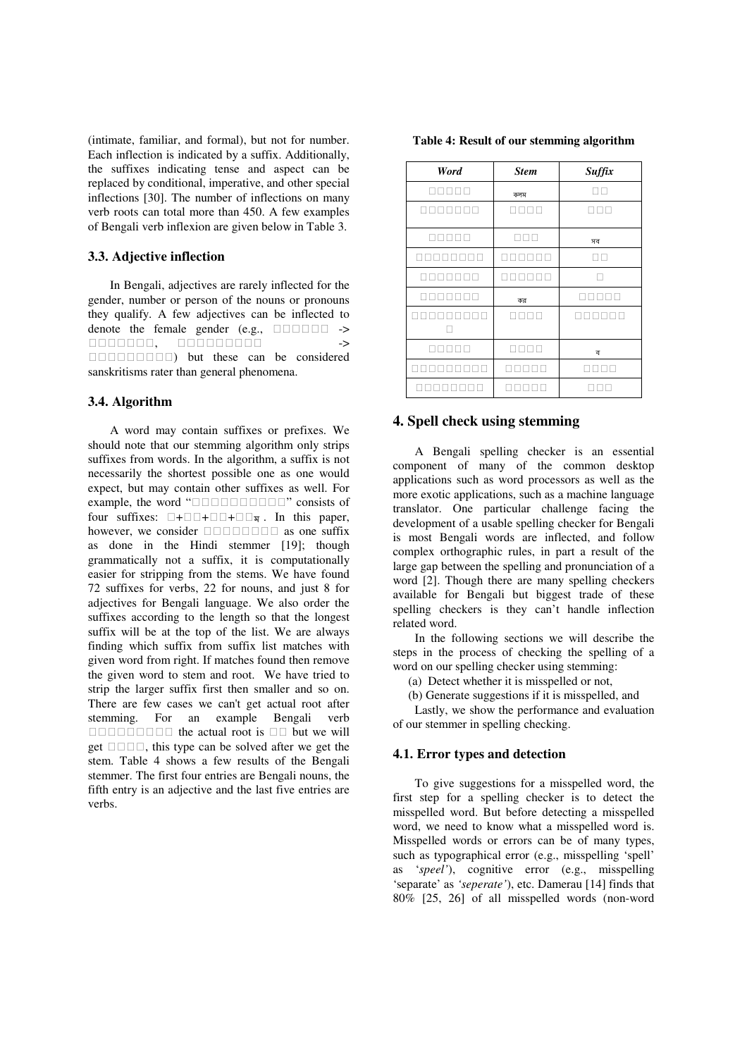(intimate, familiar, and formal), but not for number. Each inflection is indicated by a suffix. Additionally, the suffixes indicating tense and aspect can be replaced by conditional, imperative, and other special inflections [30]. The number of inflections on many verb roots can total more than 450. A few examples of Bengali verb inflexion are given below in Table 3.

### 3.3. Adjective inflection

In Bengali, adjectives are rarely inflected for the gender, number or person of the nouns or pronouns they qualify. A few adjectives can be inflected to denote the female gender (e.g., □□□□□□ -> □□□□□□□, □□□□□□□□□ -> □□□□□□□□□□) but these can be considered sanskritisms rater than general phenomena.

### 3.4. Algorithm

A word may contain suffixes or prefixes. We should note that our stemming algorithm only strips suffixes from words. In the algorithm, a suffix is not necessarily the shortest possible one as one would expect, but may contain other suffixes as well. For example, the word "□□□□□□□□□□" consists of four suffixes: □+□□+□□+□□ম. In this paper, however, we consider □□□□□□□□ as one suffix as done in the Hindi stemmer [19]; though grammatically not a suffix, it is computationally easier for stripping from the stems. We have found 72 suffixes for verbs, 22 for nouns, and just 8 for adjectives for Bengali language. We also order the suffixes according to the length so that the longest suffix will be at the top of the list. We are always finding which suffix from suffix list matches with given word from right. If matches found then remove the given word to stem and root. We have tried to strip the larger suffix first then smaller and so on. There are few cases we can't get actual root after stemming. For an example Bengali verb □□□□□□□□□ the actual root is □□ but we will get □□□□, this type can be solved after we get the stem. Table 4 shows a few results of the Bengali stemmer. The first four entries are Bengali nouns, the fifth entry is an adjective and the last five entries are verbs.

**Table 4: Result of our stemming algorithm**

| *Word* | *Stem* | *Suffix* |
|---|---|---|
| □□□□□ | কলম | □□ |
| □□□□□□□ | □□□□ | □□□ |
| □□□□□ | □□□ | সব |
| □□□□□□□□ | □□□□□□ | □□ |
| □□□□□□□ | □□□□□□ | □ |
| □□□□□□□ | কর | □□□□□ |
| □□□□□□□□□□ | □□□□ | □□□□□□ |
| □□□□□ | □□□□ | ব |
| □□□□□□□□□ | □□□□□ | □□□□ |
| □□□□□□□□ | □□□□□ | □□□ |

## 4. Spell check using stemming

A Bengali spelling checker is an essential component of many of the common desktop applications such as word processors as well as the more exotic applications, such as a machine language translator. One particular challenge facing the development of a usable spelling checker for Bengali is most Bengali words are inflected, and follow complex orthographic rules, in part a result of the large gap between the spelling and pronunciation of a word [2]. Though there are many spelling checkers available for Bengali but biggest trade of these spelling checkers is they can't handle inflection related word.

In the following sections we will describe the steps in the process of checking the spelling of a word on our spelling checker using stemming:

(a) Detect whether it is misspelled or not,

(b) Generate suggestions if it is misspelled, and

Lastly, we show the performance and evaluation of our stemmer in spelling checking.

### 4.1. Error types and detection

To give suggestions for a misspelled word, the first step for a spelling checker is to detect the misspelled word. But before detecting a misspelled word, we need to know what a misspelled word is. Misspelled words or errors can be of many types, such as typographical error (e.g., misspelling 'spell' as '*speel*'), cognitive error (e.g., misspelling 'separate' as *'seperate'*), etc. Damerau [14] finds that 80% [25, 26] of all misspelled words (non-word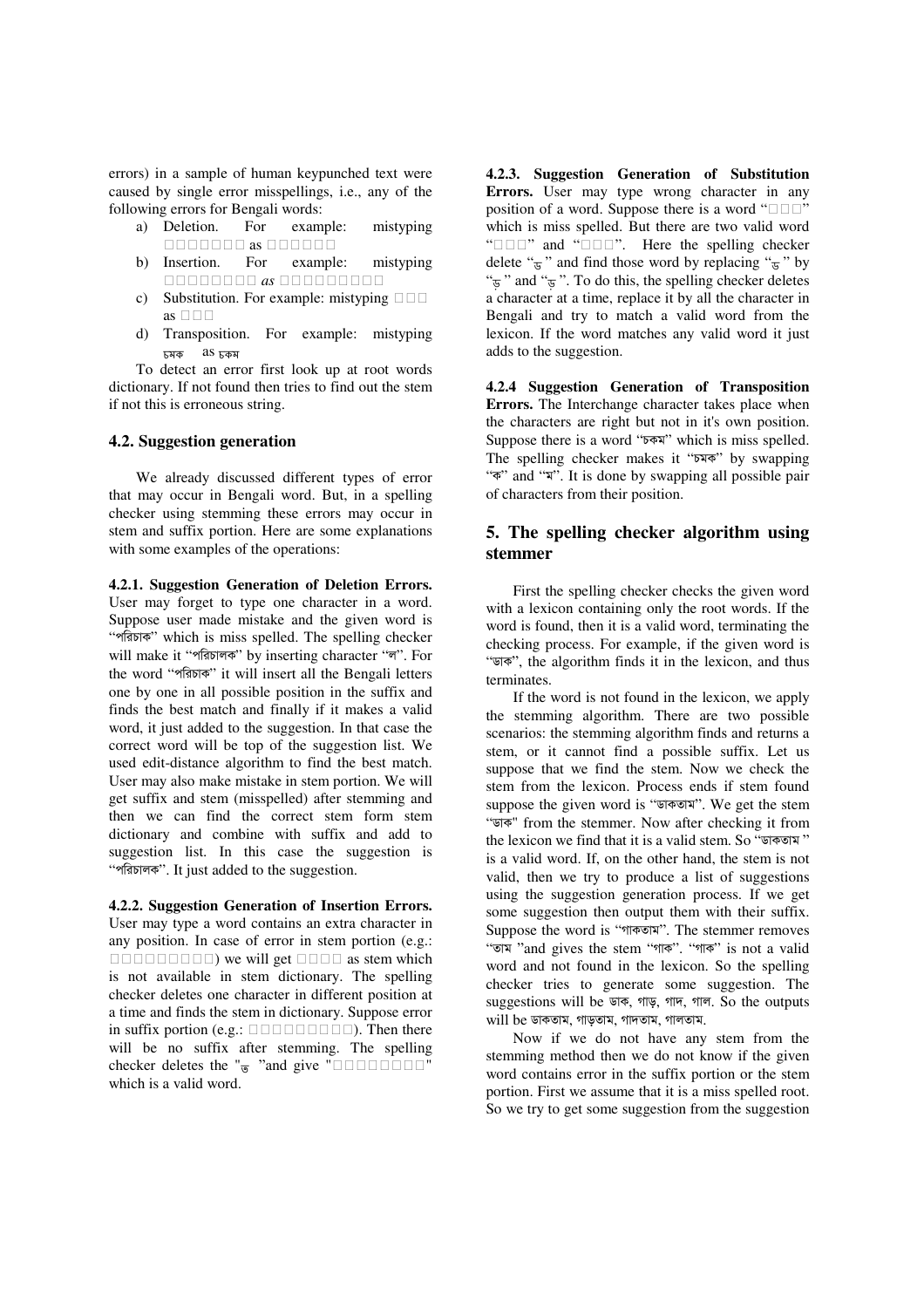errors) in a sample of human keypunched text were caused by single error misspellings, i.e., any of the following errors for Bengali words:

a) Deletion. For example: mistyping □□□□□□□ as □□□□□□
b) Insertion. For example: mistyping □□□□□□□□ *as* □□□□□□□□□
c) Substitution. For example: mistyping □□□ as □□□
d) Transposition. For example: mistyping চমক as চকম

To detect an error first look up at root words dictionary. If not found then tries to find out the stem if not this is erroneous string.

### 4.2. Suggestion generation

We already discussed different types of error that may occur in Bengali word. But, in a spelling checker using stemming these errors may occur in stem and suffix portion. Here are some explanations with some examples of the operations:

**4.2.1. Suggestion Generation of Deletion Errors.** User may forget to type one character in a word. Suppose user made mistake and the given word is "পরিচাক" which is miss spelled. The spelling checker will make it "পরিচালক" by inserting character "ল". For the word "পরিচাক" it will insert all the Bengali letters one by one in all possible position in the suffix and finds the best match and finally if it makes a valid word, it just added to the suggestion. In that case the correct word will be top of the suggestion list. We used edit-distance algorithm to find the best match. User may also make mistake in stem portion. We will get suffix and stem (misspelled) after stemming and then we can find the correct stem form stem dictionary and combine with suffix and add to suggestion list. In this case the suggestion is "পরিচালক". It just added to the suggestion.

**4.2.2. Suggestion Generation of Insertion Errors.** User may type a word contains an extra character in any position. In case of error in stem portion (e.g.: □□□□□□□□□□) we will get □□□□ as stem which is not available in stem dictionary. The spelling checker deletes one character in different position at a time and finds the stem in dictionary. Suppose error in suffix portion (e.g.: □□□□□□□□□□). Then there will be no suffix after stemming. The spelling checker deletes the "ত "and give "□□□□□□□□" which is a valid word.

**4.2.3. Suggestion Generation of Substitution Errors.** User may type wrong character in any position of a word. Suppose there is a word "□□□" which is miss spelled. But there are two valid word "□□□" and "□□□". Here the spelling checker delete "ড" and find those word by replacing "ড" by "ড়" and "ঢ়". To do this, the spelling checker deletes a character at a time, replace it by all the character in Bengali and try to match a valid word from the lexicon. If the word matches any valid word it just adds to the suggestion.

**4.2.4 Suggestion Generation of Transposition Errors.** The Interchange character takes place when the characters are right but not in it's own position. Suppose there is a word "চকম" which is miss spelled. The spelling checker makes it "চমক" by swapping "ক" and "ম". It is done by swapping all possible pair of characters from their position.

## 5. The spelling checker algorithm using stemmer

First the spelling checker checks the given word with a lexicon containing only the root words. If the word is found, then it is a valid word, terminating the checking process. For example, if the given word is "ডাক", the algorithm finds it in the lexicon, and thus terminates.

If the word is not found in the lexicon, we apply the stemming algorithm. There are two possible scenarios: the stemming algorithm finds and returns a stem, or it cannot find a possible suffix. Let us suppose that we find the stem. Now we check the stem from the lexicon. Process ends if stem found suppose the given word is "ডাকতাম". We get the stem "ডাক" from the stemmer. Now after checking it from the lexicon we find that it is a valid stem. So "ডাকতাম " is a valid word. If, on the other hand, the stem is not valid, then we try to produce a list of suggestions using the suggestion generation process. If we get some suggestion then output them with their suffix. Suppose the word is "গাকতাম". The stemmer removes "তাম "and gives the stem "গাক". "গাক" is not a valid word and not found in the lexicon. So the spelling checker tries to generate some suggestion. The suggestions will be ডাক, গাড়, গাদ, গাল. So the outputs will be ডাকতাম, গাড়তাম, গাদতাম, গালতাম.

Now if we do not have any stem from the stemming method then we do not know if the given word contains error in the suffix portion or the stem portion. First we assume that it is a miss spelled root. So we try to get some suggestion from the suggestion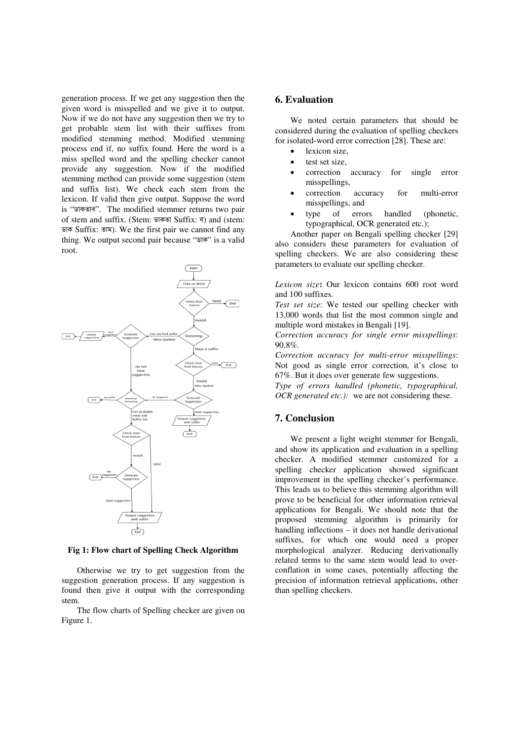generation process. If we get any suggestion then the given word is misspelled and we give it to output. Now if we do not have any suggestion then we try to get probable stem list with their suffixes from modified stemming method. Modified stemming process end if, no suffix found. Here the word is a miss spelled word and the spelling checker cannot provide any suggestion. Now if the modified stemming method can provide some suggestion (stem and suffix list). We check each stem from the lexicon. If valid then give output. Suppose the word is "ডাকতাব". The modified stemmer returns two pair of stem and suffix. (Stem: ডাকতা Suffix: ব) and (stem: ডাক Suffix: তাব). We the first pair we cannot find any thing. We output second pair because "ডাক" is a valid root.

**Fig 1: Flow chart of Spelling Check Algorithm**

Otherwise we try to get suggestion from the suggestion generation process. If any suggestion is found then give it output with the corresponding stem.

The flow charts of Spelling checker are given on Figure 1.

## 6. Evaluation

We noted certain parameters that should be considered during the evaluation of spelling checkers for isolated-word error correction [28]. These are:

- lexicon size,
- test set size,
- correction accuracy for single error misspellings,
- correction accuracy for multi-error misspellings, and
- type of errors handled (phonetic, typographical, OCR generated etc.);

Another paper on Bengali spelling checker [29] also considers these parameters for evaluation of spelling checkers. We are also considering these parameters to evaluate our spelling checker.

*Lexicon size*: Our lexicon contains 600 root word and 100 suffixes.

*Test set size*: We tested our spelling checker with 13,000 words that list the most common single and multiple word mistakes in Bengali [19].

*Correction accuracy for single error misspellings*: 90.8%.

*Correction accuracy for multi-error misspellings*: Not good as single error correction, it's close to 67%. But it does over generate few suggestions.

*Type of errors handled (phonetic, typographical, OCR generated etc.):* we are not considering these.

## 7. Conclusion

We present a light weight stemmer for Bengali, and show its application and evaluation in a spelling checker. A modified stemmer customized for a spelling checker application showed significant improvement in the spelling checker's performance. This leads us to believe this stemming algorithm will prove to be beneficial for other information retrieval applications for Bengali. We should note that the proposed stemming algorithm is primarily for handling inflections – it does not handle derivational suffixes, for which one would need a proper morphological analyzer. Reducing derivationally related terms to the same stem would lead to over-conflation in some cases, potentially affecting the precision of information retrieval applications, other than spelling checkers.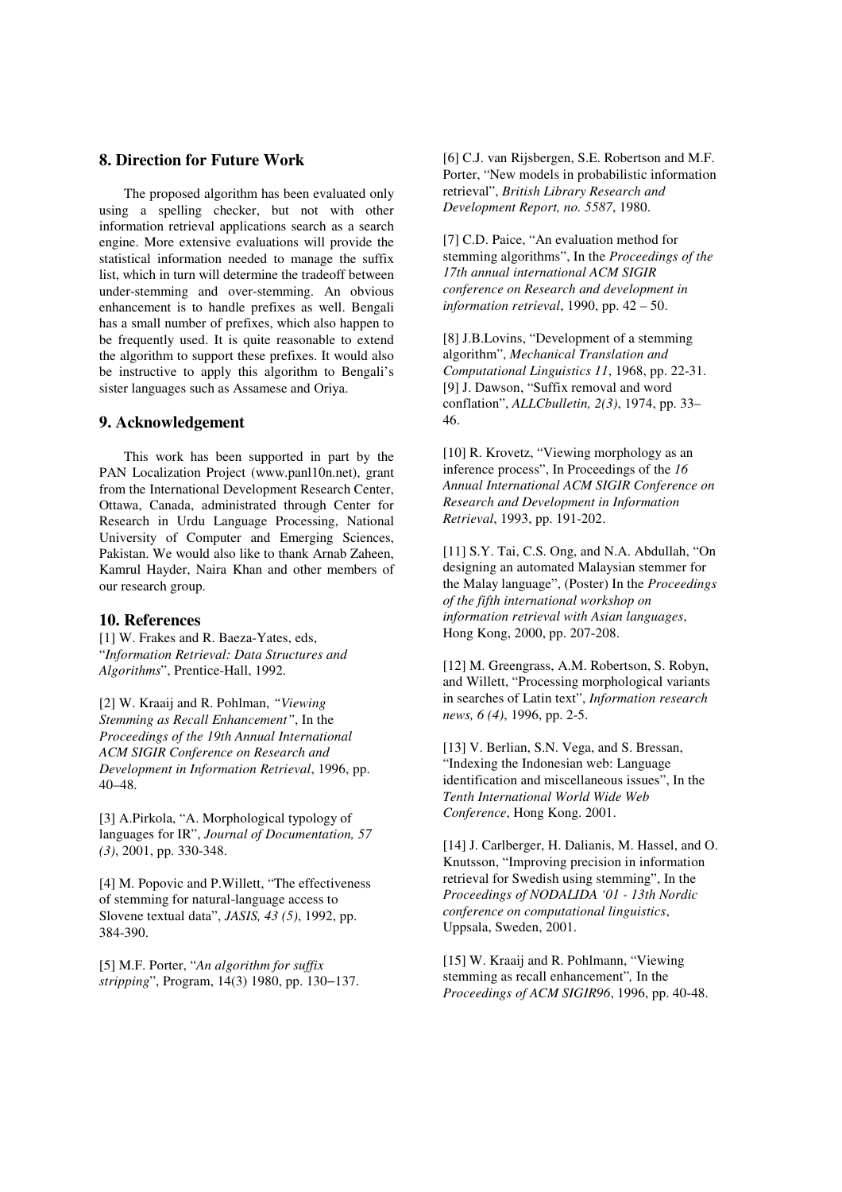## 8. Direction for Future Work

The proposed algorithm has been evaluated only using a spelling checker, but not with other information retrieval applications search as a search engine. More extensive evaluations will provide the statistical information needed to manage the suffix list, which in turn will determine the tradeoff between under-stemming and over-stemming. An obvious enhancement is to handle prefixes as well. Bengali has a small number of prefixes, which also happen to be frequently used. It is quite reasonable to extend the algorithm to support these prefixes. It would also be instructive to apply this algorithm to Bengali's sister languages such as Assamese and Oriya.

## 9. Acknowledgement

This work has been supported in part by the PAN Localization Project (www.panl10n.net), grant from the International Development Research Center, Ottawa, Canada, administrated through Center for Research in Urdu Language Processing, National University of Computer and Emerging Sciences, Pakistan. We would also like to thank Arnab Zaheen, Kamrul Hayder, Naira Khan and other members of our research group.

## 10. References

[1] W. Frakes and R. Baeza-Yates, eds, "*Information Retrieval: Data Structures and Algorithms*", Prentice-Hall, 1992.

[2] W. Kraaij and R. Pohlman, *"Viewing Stemming as Recall Enhancement"*, In the *Proceedings of the 19th Annual International ACM SIGIR Conference on Research and Development in Information Retrieval*, 1996, pp. 40–48.

[3] A.Pirkola, "A. Morphological typology of languages for IR", *Journal of Documentation, 57 (3)*, 2001, pp. 330-348.

[4] M. Popovic and P.Willett, "The effectiveness of stemming for natural-language access to Slovene textual data", *JASIS, 43 (5)*, 1992, pp. 384-390.

[5] M.F. Porter, "*An algorithm for suffix stripping*", Program, 14(3) 1980, pp. 130–137.

[6] C.J. van Rijsbergen, S.E. Robertson and M.F. Porter, "New models in probabilistic information retrieval", *British Library Research and Development Report, no. 5587*, 1980.

[7] C.D. Paice, "An evaluation method for stemming algorithms", In the *Proceedings of the 17th annual international ACM SIGIR conference on Research and development in information retrieval*, 1990, pp. 42 – 50.

[8] J.B.Lovins, "Development of a stemming algorithm", *Mechanical Translation and Computational Linguistics 11*, 1968, pp. 22-31.

[9] J. Dawson, "Suffix removal and word conflation", *ALLCbulletin, 2(3)*, 1974, pp. 33–46.

[10] R. Krovetz, "Viewing morphology as an inference process", In Proceedings of the *16 Annual International ACM SIGIR Conference on Research and Development in Information Retrieval*, 1993, pp. 191-202.

[11] S.Y. Tai, C.S. Ong, and N.A. Abdullah, "On designing an automated Malaysian stemmer for the Malay language", (Poster) In the *Proceedings of the fifth international workshop on information retrieval with Asian languages*, Hong Kong, 2000, pp. 207-208.

[12] M. Greengrass, A.M. Robertson, S. Robyn, and Willett, "Processing morphological variants in searches of Latin text", *Information research news, 6 (4)*, 1996, pp. 2-5.

[13] V. Berlian, S.N. Vega, and S. Bressan, "Indexing the Indonesian web: Language identification and miscellaneous issues", In the *Tenth International World Wide Web Conference*, Hong Kong. 2001.

[14] J. Carlberger, H. Dalianis, M. Hassel, and O. Knutsson, "Improving precision in information retrieval for Swedish using stemming", In the *Proceedings of NODALIDA '01 - 13th Nordic conference on computational linguistics*, Uppsala, Sweden, 2001.

[15] W. Kraaij and R. Pohlmann, "Viewing stemming as recall enhancement", In the *Proceedings of ACM SIGIR96*, 1996, pp. 40-48.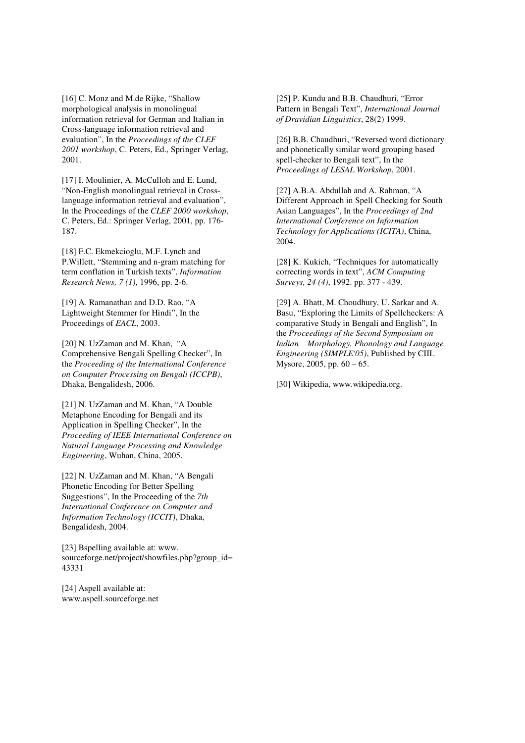[16] C. Monz and M.de Rijke, "Shallow morphological analysis in monolingual information retrieval for German and Italian in Cross-language information retrieval and evaluation", In the *Proceedings of the CLEF 2001 workshop*, C. Peters, Ed., Springer Verlag, 2001.

[17] I. Moulinier, A. McCulloh and E. Lund, "Non-English monolingual retrieval in Cross-language information retrieval and evaluation", In the Proceedings of the *CLEF 2000 workshop*, C. Peters, Ed.: Springer Verlag, 2001, pp. 176-187.

[18] F.C. Ekmekcioglu, M.F. Lynch and P.Willett, "Stemming and n-gram matching for term conflation in Turkish texts", *Information Research News, 7 (1)*, 1996, pp. 2-6.

[19] A. Ramanathan and D.D. Rao, "A Lightweight Stemmer for Hindi", In the Proceedings of *EACL*, 2003.

[20] N. UzZaman and M. Khan, "A Comprehensive Bengali Spelling Checker", In the *Proceeding of the International Conference on Computer Processing on Bengali (ICCPB)*, Dhaka, Bengalidesh, 2006.

[21] N. UzZaman and M. Khan, "A Double Metaphone Encoding for Bengali and its Application in Spelling Checker", In the *Proceeding of IEEE International Conference on Natural Language Processing and Knowledge Engineering*, Wuhan, China, 2005.

[22] N. UzZaman and M. Khan, "A Bengali Phonetic Encoding for Better Spelling Suggestions", In the Proceeding of the *7th International Conference on Computer and Information Technology (ICCIT)*, Dhaka, Bengalidesh, 2004.

[23] Bspelling available at: www. sourceforge.net/project/showfiles.php?group_id=43331

[24] Aspell available at: www.aspell.sourceforge.net

[25] P. Kundu and B.B. Chaudhuri, "Error Pattern in Bengali Text", *International Journal of Dravidian Linguistics*, 28(2) 1999.

[26] B.B. Chaudhuri, "Reversed word dictionary and phonetically similar word grouping based spell-checker to Bengali text", In the *Proceedings of LESAL Workshop*, 2001.

[27] A.B.A. Abdullah and A. Rahman, "A Different Approach in Spell Checking for South Asian Languages", In the *Proceedings of 2nd International Conference on Information Technology for Applications (ICITA)*, China, 2004.

[28] K. Kukich, "Techniques for automatically correcting words in text", *ACM Computing Surveys, 24 (4)*, 1992. pp. 377 - 439.

[29] A. Bhatt, M. Choudhury, U. Sarkar and A. Basu, "Exploring the Limits of Spellcheckers: A comparative Study in Bengali and English", In the *Proceedings of the Second Symposium on Indian Morphology, Phonology and Language Engineering (SIMPLE'05)*, Published by CIIL Mysore, 2005, pp. 60 – 65.

[30] Wikipedia, www.wikipedia.org.